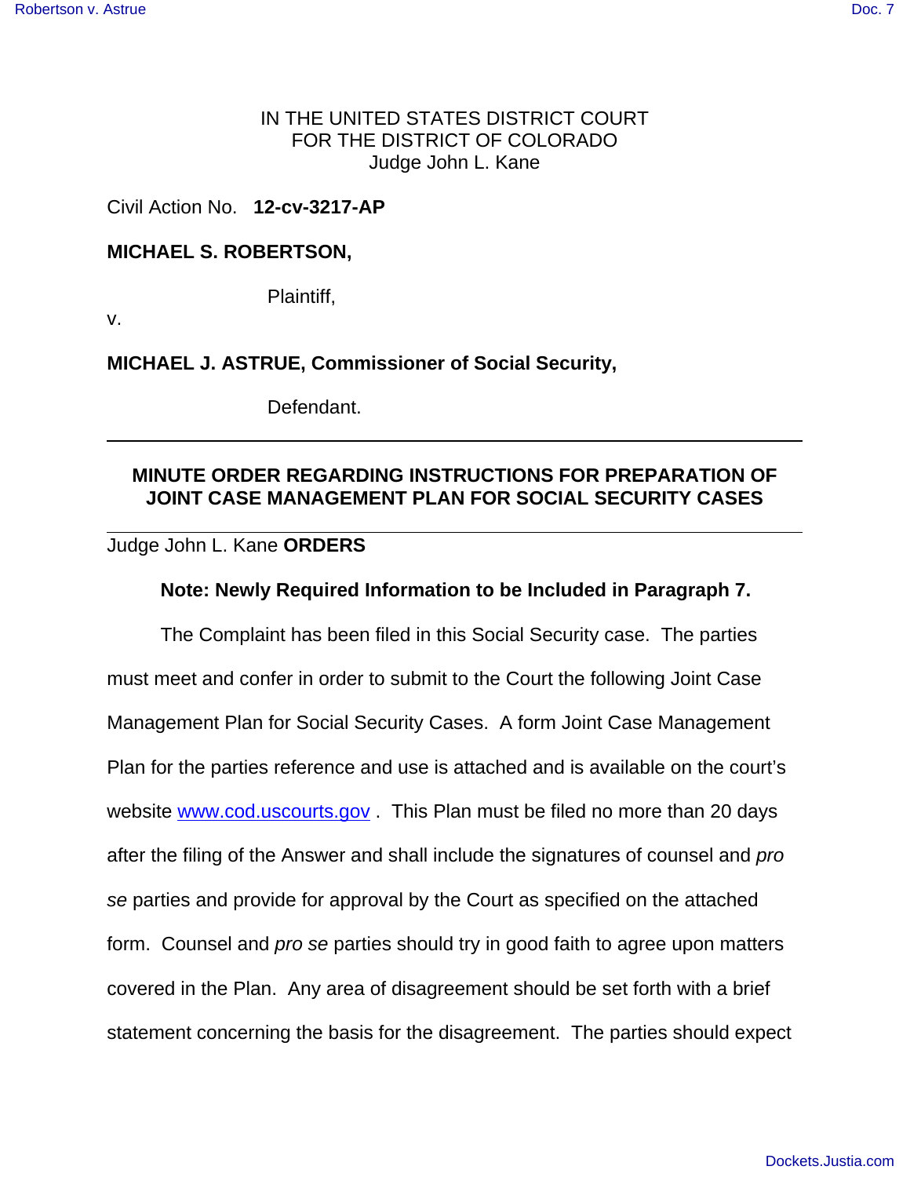IN THE UNITED STATES DISTRICT COURT
FOR THE DISTRICT OF COLORADO
Judge John L. Kane

Civil Action No. **12-cv-3217-AP**

**MICHAEL S. ROBERTSON,**

Plaintiff,

v.

**MICHAEL J. ASTRUE, Commissioner of Social Security,**

Defendant.

---

## MINUTE ORDER REGARDING INSTRUCTIONS FOR PREPARATION OF JOINT CASE MANAGEMENT PLAN FOR SOCIAL SECURITY CASES

---

Judge John L. Kane **ORDERS**

**Note: Newly Required Information to be Included in Paragraph 7.**

The Complaint has been filed in this Social Security case. The parties must meet and confer in order to submit to the Court the following Joint Case Management Plan for Social Security Cases. A form Joint Case Management Plan for the parties reference and use is attached and is available on the court's website www.cod.uscourts.gov . This Plan must be filed no more than 20 days after the filing of the Answer and shall include the signatures of counsel and *pro se* parties and provide for approval by the Court as specified on the attached form. Counsel and *pro se* parties should try in good faith to agree upon matters covered in the Plan. Any area of disagreement should be set forth with a brief statement concerning the basis for the disagreement. The parties should expect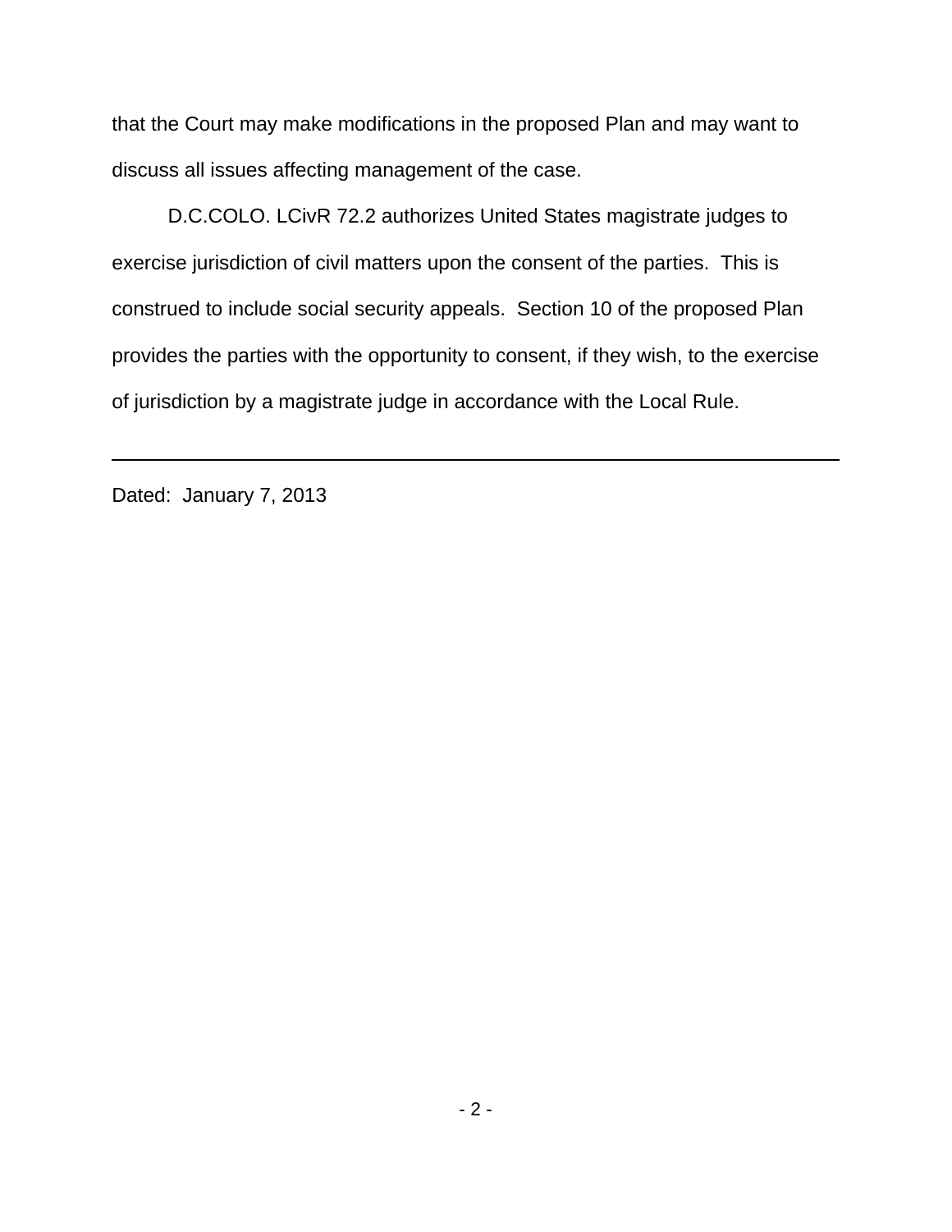that the Court may make modifications in the proposed Plan and may want to discuss all issues affecting management of the case.

D.C.COLO. LCivR 72.2 authorizes United States magistrate judges to exercise jurisdiction of civil matters upon the consent of the parties. This is construed to include social security appeals. Section 10 of the proposed Plan provides the parties with the opportunity to consent, if they wish, to the exercise of jurisdiction by a magistrate judge in accordance with the Local Rule.

---

Dated: January 7, 2013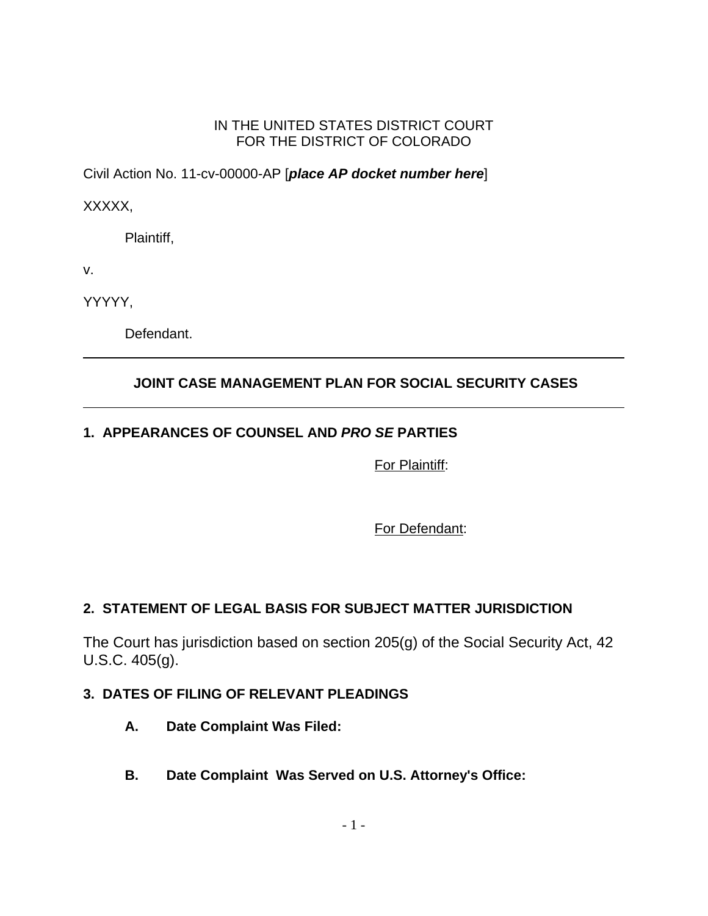IN THE UNITED STATES DISTRICT COURT
FOR THE DISTRICT OF COLORADO

Civil Action No. 11-cv-00000-AP [***place AP docket number here***]

XXXXX,

Plaintiff,

v.

YYYYY,

Defendant.

---

**JOINT CASE MANAGEMENT PLAN FOR SOCIAL SECURITY CASES**

---

**1. APPEARANCES OF COUNSEL AND *PRO SE* PARTIES**

For Plaintiff:

For Defendant:

**2. STATEMENT OF LEGAL BASIS FOR SUBJECT MATTER JURISDICTION**

The Court has jurisdiction based on section 205(g) of the Social Security Act, 42 U.S.C. 405(g).

**3. DATES OF FILING OF RELEVANT PLEADINGS**

**A. Date Complaint Was Filed:**

**B. Date Complaint Was Served on U.S. Attorney's Office:**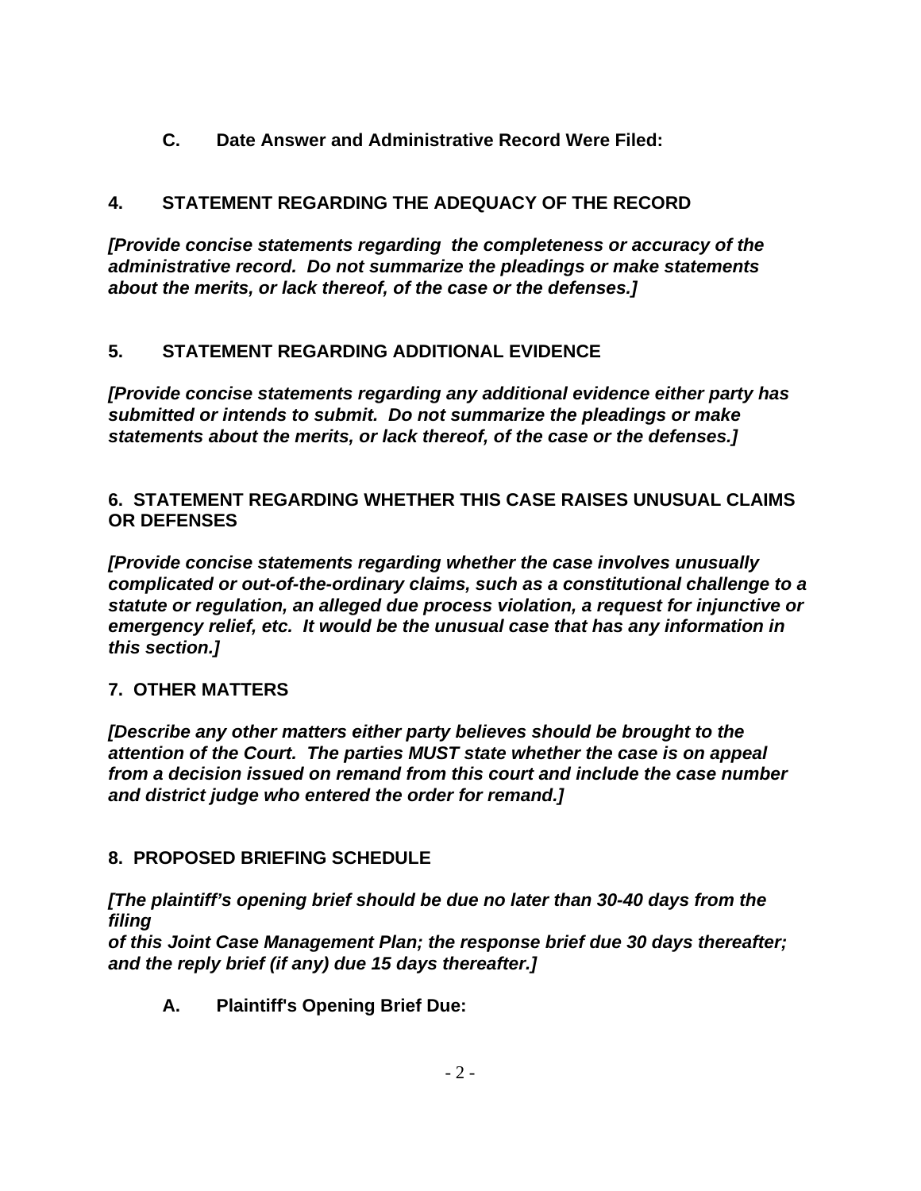**C. Date Answer and Administrative Record Were Filed:**

## 4. STATEMENT REGARDING THE ADEQUACY OF THE RECORD

***[Provide concise statements regarding  the completeness or accuracy of the administrative record.  Do not summarize the pleadings or make statements about the merits, or lack thereof, of the case or the defenses.]***

## 5. STATEMENT REGARDING ADDITIONAL EVIDENCE

***[Provide concise statements regarding any additional evidence either party has submitted or intends to submit.  Do not summarize the pleadings or make statements about the merits, or lack thereof, of the case or the defenses.]***

## 6. STATEMENT REGARDING WHETHER THIS CASE RAISES UNUSUAL CLAIMS OR DEFENSES

***[Provide concise statements regarding whether the case involves unusually complicated or out-of-the-ordinary claims, such as a constitutional challenge to a statute or regulation, an alleged due process violation, a request for injunctive or emergency relief, etc.  It would be the unusual case that has any information in this section.]***

## 7. OTHER MATTERS

***[Describe any other matters either party believes should be brought to the attention of the Court.  The parties MUST state whether the case is on appeal from a decision issued on remand from this court and include the case number and district judge who entered the order for remand.]***

## 8. PROPOSED BRIEFING SCHEDULE

***[The plaintiff's opening brief should be due no later than 30-40 days from the filing of this Joint Case Management Plan; the response brief due 30 days thereafter; and the reply brief (if any) due 15 days thereafter.]***

**A. Plaintiff's Opening Brief Due:**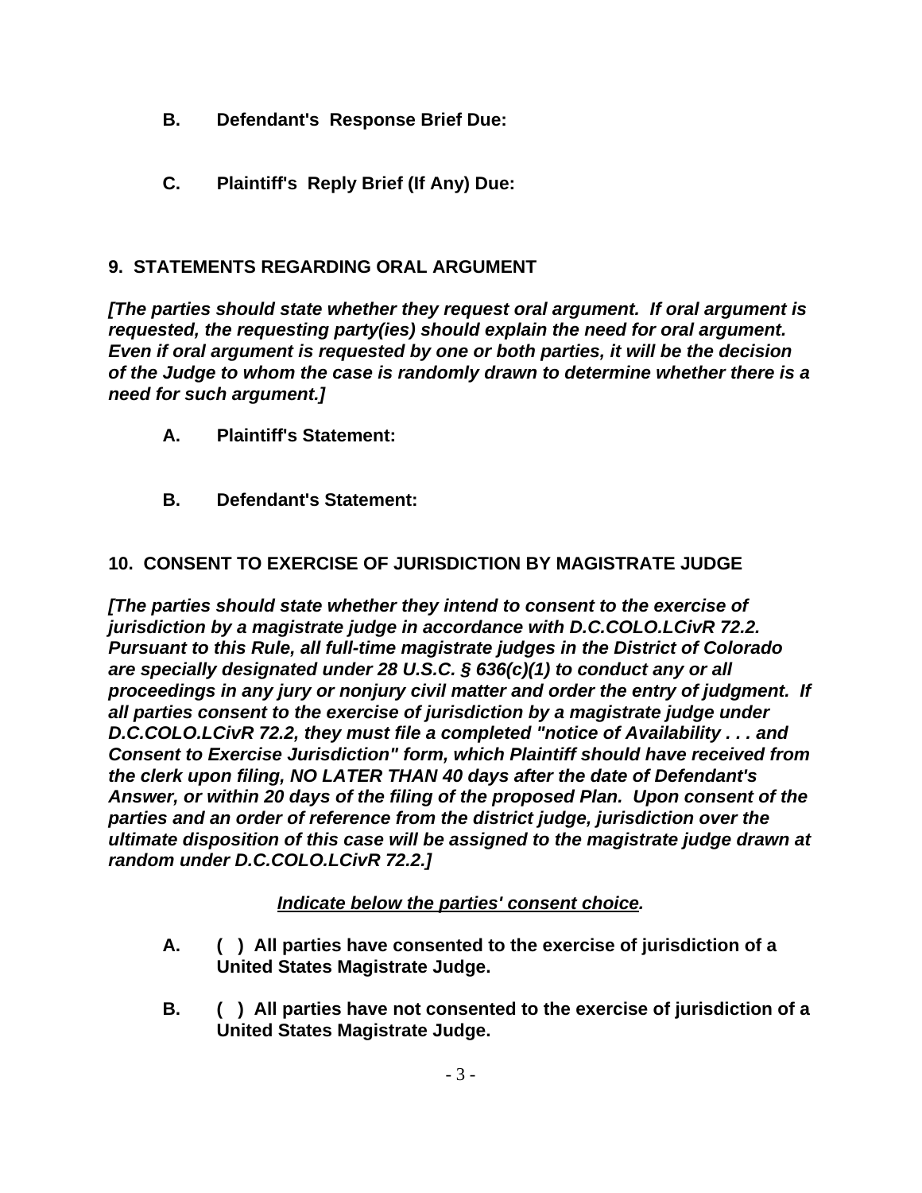**B. Defendant's Response Brief Due:**

**C. Plaintiff's Reply Brief (If Any) Due:**

## 9. STATEMENTS REGARDING ORAL ARGUMENT

***[The parties should state whether they request oral argument. If oral argument is requested, the requesting party(ies) should explain the need for oral argument. Even if oral argument is requested by one or both parties, it will be the decision of the Judge to whom the case is randomly drawn to determine whether there is a need for such argument.]***

**A. Plaintiff's Statement:**

**B. Defendant's Statement:**

## 10. CONSENT TO EXERCISE OF JURISDICTION BY MAGISTRATE JUDGE

***[The parties should state whether they intend to consent to the exercise of jurisdiction by a magistrate judge in accordance with D.C.COLO.LCivR 72.2. Pursuant to this Rule, all full-time magistrate judges in the District of Colorado are specially designated under 28 U.S.C. § 636(c)(1) to conduct any or all proceedings in any jury or nonjury civil matter and order the entry of judgment. If all parties consent to the exercise of jurisdiction by a magistrate judge under D.C.COLO.LCivR 72.2, they must file a completed "notice of Availability . . . and Consent to Exercise Jurisdiction" form, which Plaintiff should have received from the clerk upon filing, NO LATER THAN 40 days after the date of Defendant's Answer, or within 20 days of the filing of the proposed Plan. Upon consent of the parties and an order of reference from the district judge, jurisdiction over the ultimate disposition of this case will be assigned to the magistrate judge drawn at random under D.C.COLO.LCivR 72.2.]***

***<u>Indicate below the parties' consent choice</u>.***

**A. ( ) All parties have consented to the exercise of jurisdiction of a United States Magistrate Judge.**

**B. ( ) All parties have not consented to the exercise of jurisdiction of a United States Magistrate Judge.**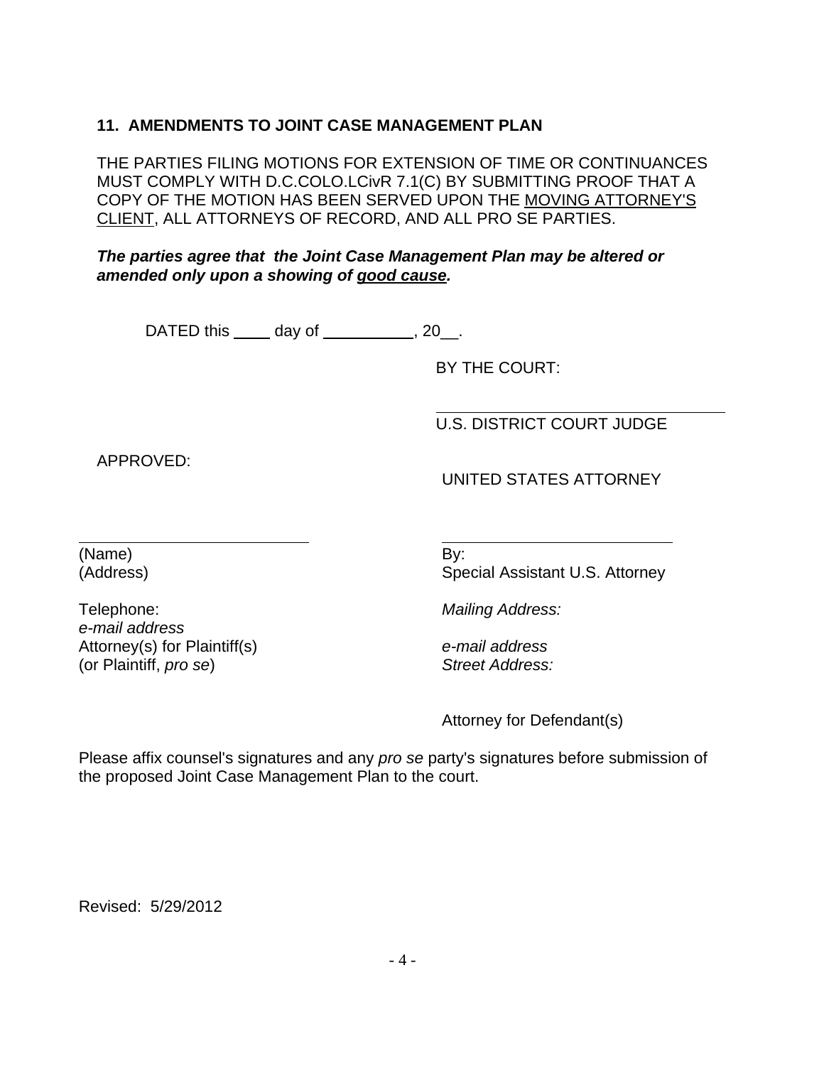## 11. AMENDMENTS TO JOINT CASE MANAGEMENT PLAN

THE PARTIES FILING MOTIONS FOR EXTENSION OF TIME OR CONTINUANCES MUST COMPLY WITH D.C.COLO.LCivR 7.1(C) BY SUBMITTING PROOF THAT A COPY OF THE MOTION HAS BEEN SERVED UPON THE <u>MOVING ATTORNEY'S CLIENT</u>, ALL ATTORNEYS OF RECORD, AND ALL PRO SE PARTIES.

***The parties agree that the Joint Case Management Plan may be altered or amended only upon a showing of <u>good cause</u>.***

DATED this ____ day of __________, 20__.

BY THE COURT:

______________________________
U.S. DISTRICT COURT JUDGE

APPROVED:

UNITED STATES ATTORNEY

______________________________
(Name)
(Address)

Telephone:
*e-mail address*
Attorney(s) for Plaintiff(s)
(or Plaintiff, *pro se*)

______________________________
By:
Special Assistant U.S. Attorney

*Mailing Address:*

*e-mail address*
*Street Address:*

Attorney for Defendant(s)

Please affix counsel's signatures and any *pro se* party's signatures before submission of the proposed Joint Case Management Plan to the court.

Revised: 5/29/2012